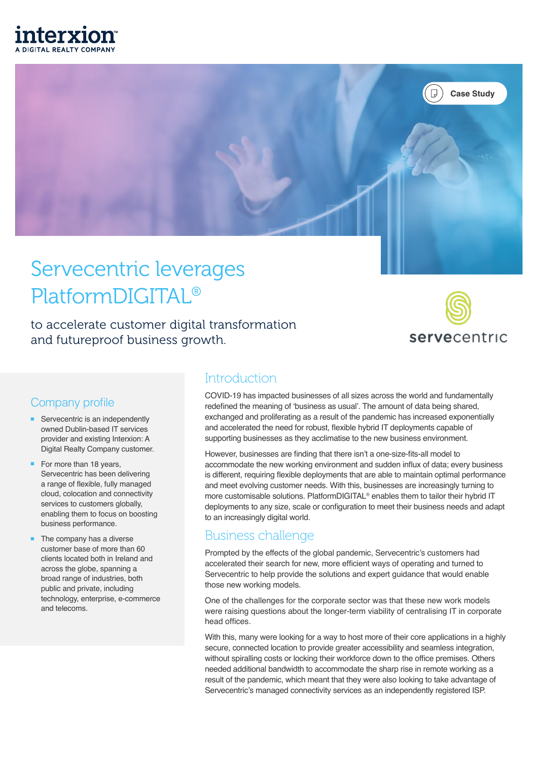interxion
A DIGITAL REALTY COMPANY

Case Study

# Servecentric leverages PlatformDIGITAL®

to accelerate customer digital transformation and futureproof business growth.

servecentric

## Company profile

- Servecentric is an independently owned Dublin-based IT services provider and existing Interxion: A Digital Realty Company customer.
- For more than 18 years, Servecentric has been delivering a range of flexible, fully managed cloud, colocation and connectivity services to customers globally, enabling them to focus on boosting business performance.
- The company has a diverse customer base of more than 60 clients located both in Ireland and across the globe, spanning a broad range of industries, both public and private, including technology, enterprise, e-commerce and telecoms.

## Introduction

COVID-19 has impacted businesses of all sizes across the world and fundamentally redefined the meaning of 'business as usual'. The amount of data being shared, exchanged and proliferating as a result of the pandemic has increased exponentially and accelerated the need for robust, flexible hybrid IT deployments capable of supporting businesses as they acclimatise to the new business environment.

However, businesses are finding that there isn't a one-size-fits-all model to accommodate the new working environment and sudden influx of data; every business is different, requiring flexible deployments that are able to maintain optimal performance and meet evolving customer needs. With this, businesses are increasingly turning to more customisable solutions. PlatformDIGITAL® enables them to tailor their hybrid IT deployments to any size, scale or configuration to meet their business needs and adapt to an increasingly digital world.

## Business challenge

Prompted by the effects of the global pandemic, Servecentric's customers had accelerated their search for new, more efficient ways of operating and turned to Servecentric to help provide the solutions and expert guidance that would enable those new working models.

One of the challenges for the corporate sector was that these new work models were raising questions about the longer-term viability of centralising IT in corporate head offices.

With this, many were looking for a way to host more of their core applications in a highly secure, connected location to provide greater accessibility and seamless integration, without spiralling costs or locking their workforce down to the office premises. Others needed additional bandwidth to accommodate the sharp rise in remote working as a result of the pandemic, which meant that they were also looking to take advantage of Servecentric's managed connectivity services as an independently registered ISP.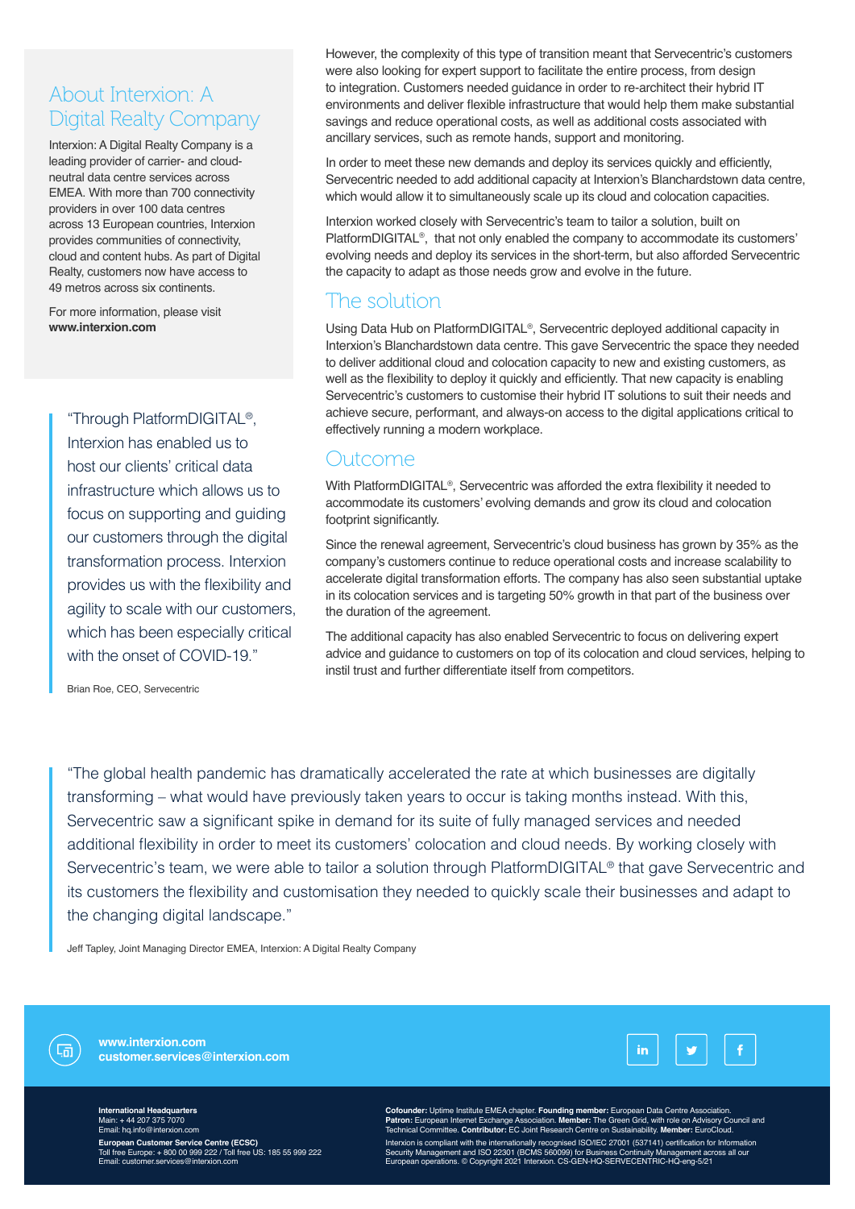## About Interxion: A Digital Realty Company

Interxion: A Digital Realty Company is a leading provider of carrier- and cloud-neutral data centre services across EMEA. With more than 700 connectivity providers in over 100 data centres across 13 European countries, Interxion provides communities of connectivity, cloud and content hubs. As part of Digital Realty, customers now have access to 49 metros across six continents.

For more information, please visit **www.interxion.com**

> "Through PlatformDIGITAL®, Interxion has enabled us to host our clients' critical data infrastructure which allows us to focus on supporting and guiding our customers through the digital transformation process. Interxion provides us with the flexibility and agility to scale with our customers, which has been especially critical with the onset of COVID-19."
>
> Brian Roe, CEO, Servecentric

However, the complexity of this type of transition meant that Servecentric's customers were also looking for expert support to facilitate the entire process, from design to integration. Customers needed guidance in order to re-architect their hybrid IT environments and deliver flexible infrastructure that would help them make substantial savings and reduce operational costs, as well as additional costs associated with ancillary services, such as remote hands, support and monitoring.

In order to meet these new demands and deploy its services quickly and efficiently, Servecentric needed to add additional capacity at Interxion's Blanchardstown data centre, which would allow it to simultaneously scale up its cloud and colocation capacities.

Interxion worked closely with Servecentric's team to tailor a solution, built on PlatformDIGITAL®, that not only enabled the company to accommodate its customers' evolving needs and deploy its services in the short-term, but also afforded Servecentric the capacity to adapt as those needs grow and evolve in the future.

## The solution

Using Data Hub on PlatformDIGITAL®, Servecentric deployed additional capacity in Interxion's Blanchardstown data centre. This gave Servecentric the space they needed to deliver additional cloud and colocation capacity to new and existing customers, as well as the flexibility to deploy it quickly and efficiently. That new capacity is enabling Servecentric's customers to customise their hybrid IT solutions to suit their needs and achieve secure, performant, and always-on access to the digital applications critical to effectively running a modern workplace.

## Outcome

With PlatformDIGITAL®, Servecentric was afforded the extra flexibility it needed to accommodate its customers' evolving demands and grow its cloud and colocation footprint significantly.

Since the renewal agreement, Servecentric's cloud business has grown by 35% as the company's customers continue to reduce operational costs and increase scalability to accelerate digital transformation efforts. The company has also seen substantial uptake in its colocation services and is targeting 50% growth in that part of the business over the duration of the agreement.

The additional capacity has also enabled Servecentric to focus on delivering expert advice and guidance to customers on top of its colocation and cloud services, helping to instil trust and further differentiate itself from competitors.

> "The global health pandemic has dramatically accelerated the rate at which businesses are digitally transforming – what would have previously taken years to occur is taking months instead. With this, Servecentric saw a significant spike in demand for its suite of fully managed services and needed additional flexibility in order to meet its customers' colocation and cloud needs. By working closely with Servecentric's team, we were able to tailor a solution through PlatformDIGITAL® that gave Servecentric and its customers the flexibility and customisation they needed to quickly scale their businesses and adapt to the changing digital landscape."
>
> Jeff Tapley, Joint Managing Director EMEA, Interxion: A Digital Realty Company

**www.interxion.com**
**customer.services@interxion.com**

**International Headquarters**
Main: + 44 207 375 7070
Email: hq.info@interxion.com

**European Customer Service Centre (ECSC)**
Toll free Europe: + 800 00 999 222 / Toll free US: 185 55 999 222
Email: customer.services@interxion.com

**Cofounder:** Uptime Institute EMEA chapter. **Founding member:** European Data Centre Association. **Patron:** European Internet Exchange Association. **Member:** The Green Grid, with role on Advisory Council and Technical Committee. **Contributor:** EC Joint Research Centre on Sustainability. **Member:** EuroCloud.

Interxion is compliant with the internationally recognised ISO/IEC 27001 (537141) certification for Information Security Management and ISO 22301 (BCMS 560099) for Business Continuity Management across all our European operations. © Copyright 2021 Interxion. CS-GEN-HQ-SERVECENTRIC-HQ-eng-5/21